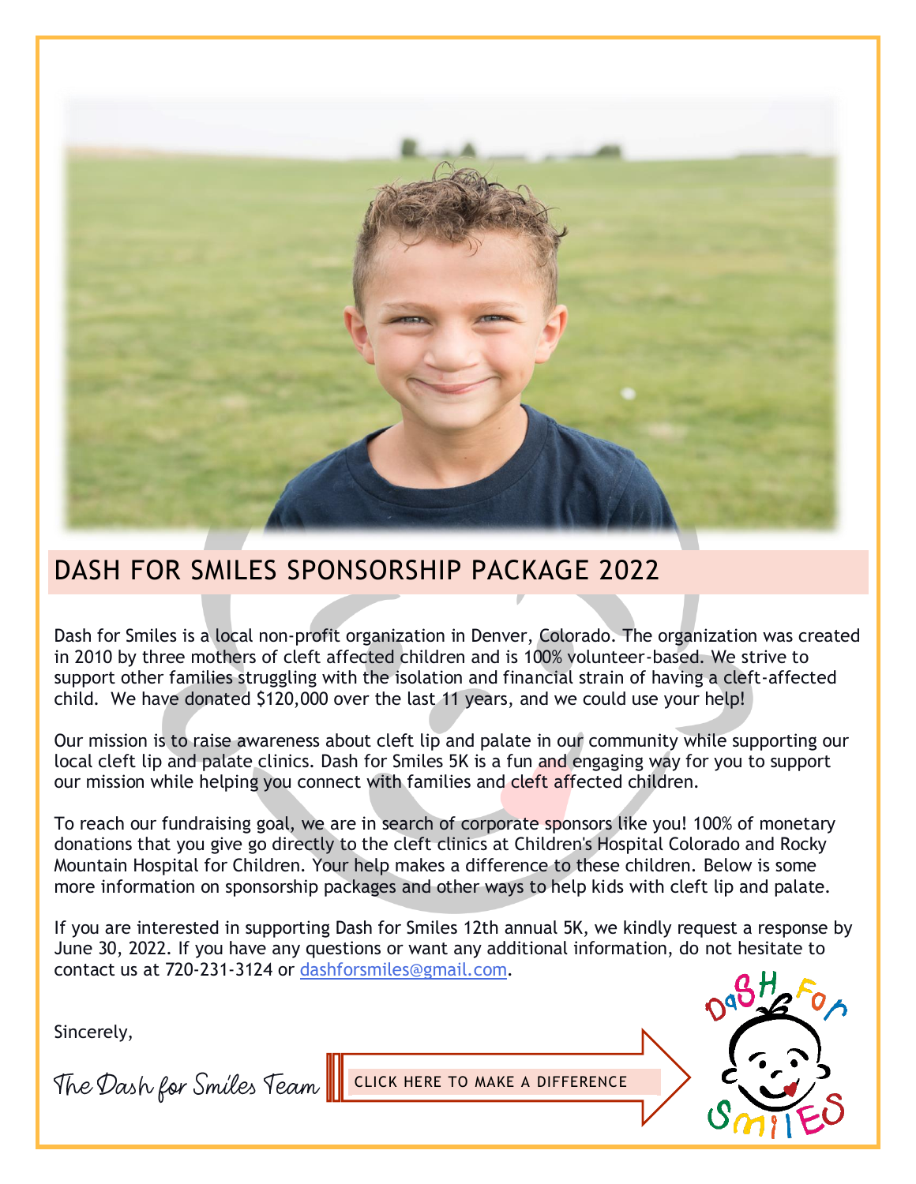# DASH FOR SMILES SPONSORSHIP PACKAGE 2022

Dash for Smiles is a local non-profit organization in Denver, Colorado. The organization was created in 2010 by three mothers of cleft affected children and is 100% volunteer-based. We strive to support other families struggling with the isolation and financial strain of having a cleft-affected child. We have donated $120,000 over the last 11 years, and we could use your help!

Our mission is to raise awareness about cleft lip and palate in our community while supporting our local cleft lip and palate clinics. Dash for Smiles 5K is a fun and engaging way for you to support our mission while helping you connect with families and cleft affected children.

To reach our fundraising goal, we are in search of corporate sponsors like you! 100% of monetary donations that you give go directly to the cleft clinics at Children's Hospital Colorado and Rocky Mountain Hospital for Children. Your help makes a difference to these children. Below is some more information on sponsorship packages and other ways to help kids with cleft lip and palate.

If you are interested in supporting Dash for Smiles 12th annual 5K, we kindly request a response by June 30, 2022. If you have any questions or want any additional information, do not hesitate to contact us at 720-231-3124 or dashforsmiles@gmail.com.

Sincerely,

*The Dash for Smiles Team*

CLICK HERE TO MAKE A DIFFERENCE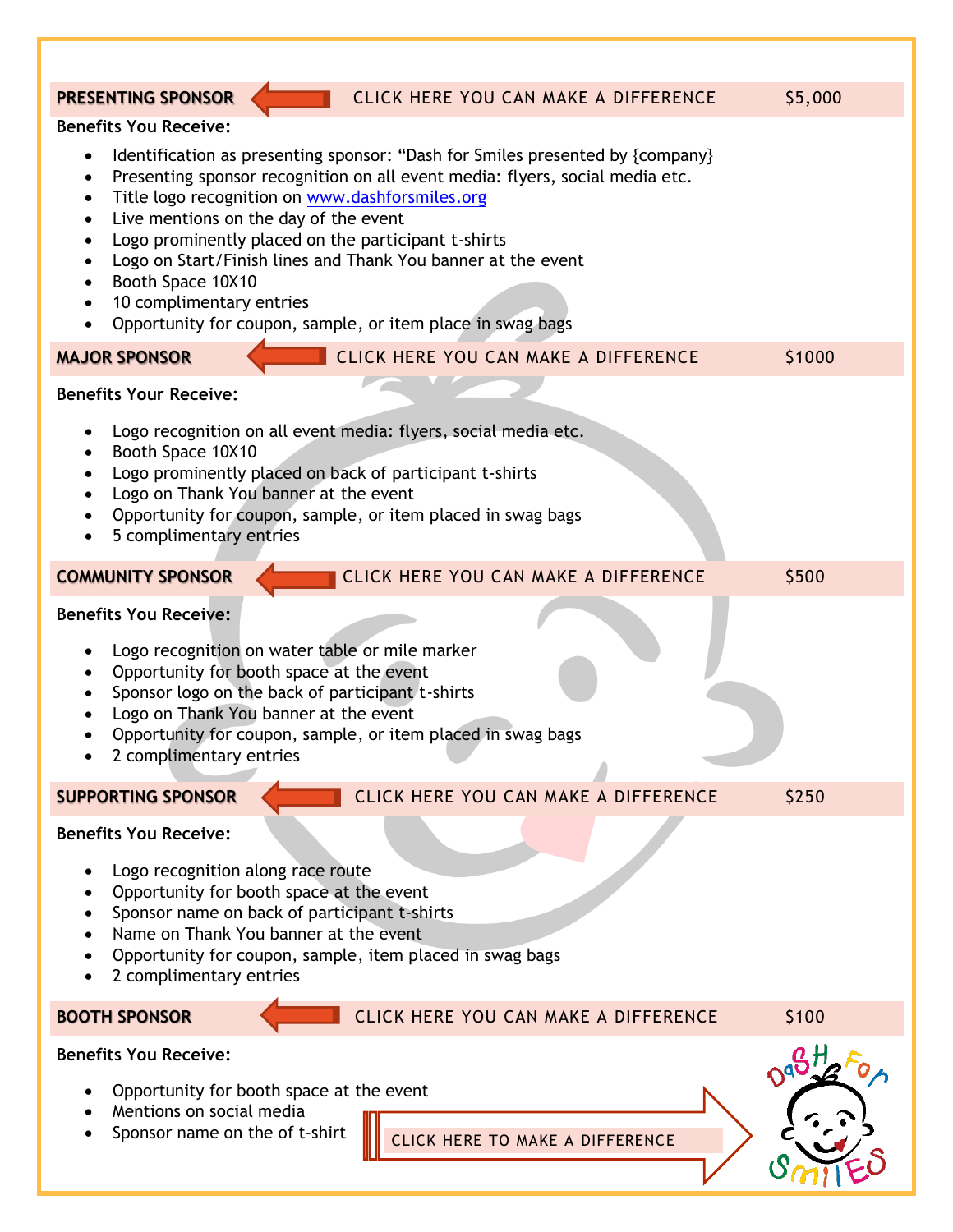**PRESENTING SPONSOR** CLICK HERE YOU CAN MAKE A DIFFERENCE $5,000

**Benefits You Receive:**

- Identification as presenting sponsor: "Dash for Smiles presented by {company}
- Presenting sponsor recognition on all event media: flyers, social media etc.
- Title logo recognition on www.dashforsmiles.org
- Live mentions on the day of the event
- Logo prominently placed on the participant t-shirts
- Logo on Start/Finish lines and Thank You banner at the event
- Booth Space 10X10
- 10 complimentary entries
- Opportunity for coupon, sample, or item place in swag bags

**MAJOR SPONSOR** CLICK HERE YOU CAN MAKE A DIFFERENCE $1000

**Benefits Your Receive:**

- Logo recognition on all event media: flyers, social media etc.
- Booth Space 10X10
- Logo prominently placed on back of participant t-shirts
- Logo on Thank You banner at the event
- Opportunity for coupon, sample, or item placed in swag bags
- 5 complimentary entries

**COMMUNITY SPONSOR** CLICK HERE YOU CAN MAKE A DIFFERENCE $500

**Benefits You Receive:**

- Logo recognition on water table or mile marker
- Opportunity for booth space at the event
- Sponsor logo on the back of participant t-shirts
- Logo on Thank You banner at the event
- Opportunity for coupon, sample, or item placed in swag bags
- 2 complimentary entries

**SUPPORTING SPONSOR** CLICK HERE YOU CAN MAKE A DIFFERENCE $250

**Benefits You Receive:**

- Logo recognition along race route
- Opportunity for booth space at the event
- Sponsor name on back of participant t-shirts
- Name on Thank You banner at the event
- Opportunity for coupon, sample, item placed in swag bags
- 2 complimentary entries

**BOOTH SPONSOR** CLICK HERE YOU CAN MAKE A DIFFERENCE $100

**Benefits You Receive:**

- Opportunity for booth space at the event
- Mentions on social media
- Sponsor name on the of t-shirt

CLICK HERE TO MAKE A DIFFERENCE

Dash For Smiles